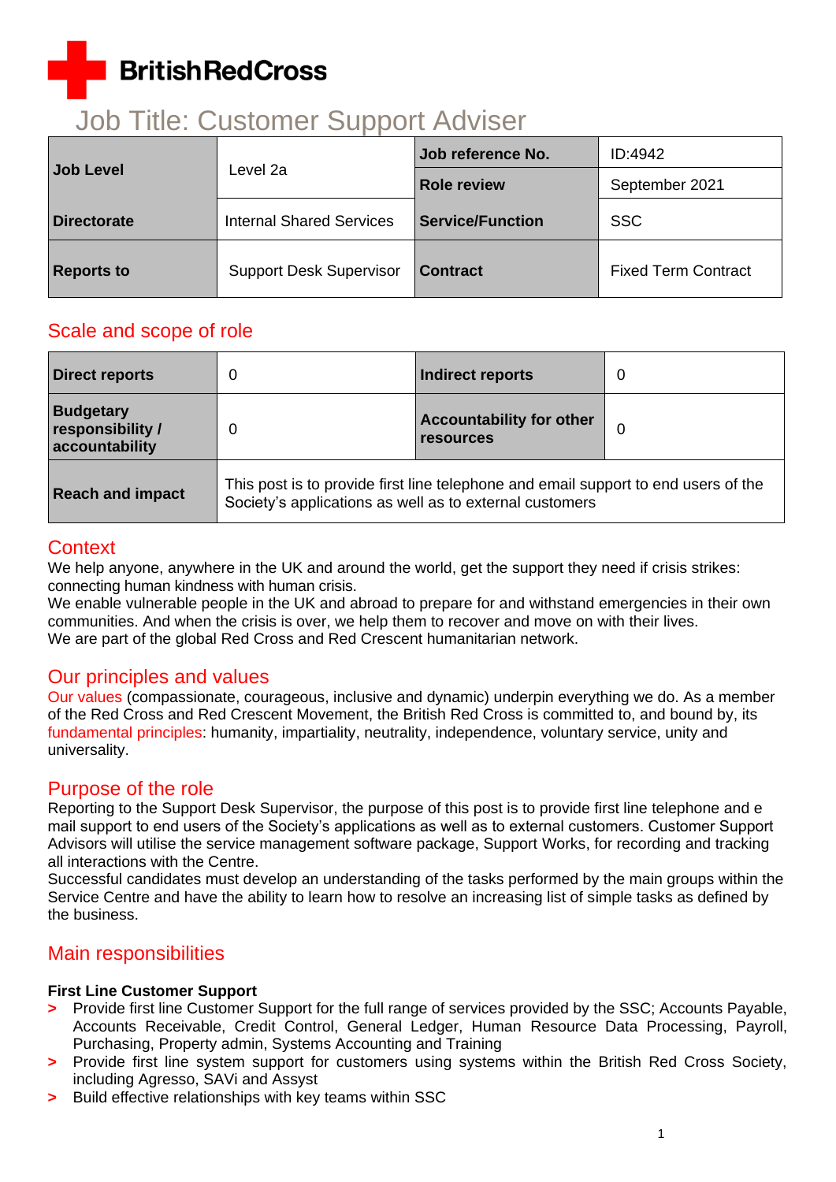BritishRedCross

# Job Title: Customer Support Adviser

| Job Level | Level 2a | Job reference No. | ID:4942 |
|---|---|---|---|
| | | Role review | September 2021 |
| Directorate | Internal Shared Services | Service/Function | SSC |
| Reports to | Support Desk Supervisor | Contract | Fixed Term Contract |

## Scale and scope of role

| Direct reports | 0 | Indirect reports | 0 |
|---|---|---|---|
| Budgetary responsibility / accountability | 0 | Accountability for other resources | 0 |
| Reach and impact | This post is to provide first line telephone and email support to end users of the Society's applications as well as to external customers | | |

## Context

We help anyone, anywhere in the UK and around the world, get the support they need if crisis strikes: connecting human kindness with human crisis.
We enable vulnerable people in the UK and abroad to prepare for and withstand emergencies in their own communities. And when the crisis is over, we help them to recover and move on with their lives.
We are part of the global Red Cross and Red Crescent humanitarian network.

## Our principles and values

Our values (compassionate, courageous, inclusive and dynamic) underpin everything we do. As a member of the Red Cross and Red Crescent Movement, the British Red Cross is committed to, and bound by, its fundamental principles: humanity, impartiality, neutrality, independence, voluntary service, unity and universality.

## Purpose of the role

Reporting to the Support Desk Supervisor, the purpose of this post is to provide first line telephone and e mail support to end users of the Society's applications as well as to external customers. Customer Support Advisors will utilise the service management software package, Support Works, for recording and tracking all interactions with the Centre.
Successful candidates must develop an understanding of the tasks performed by the main groups within the Service Centre and have the ability to learn how to resolve an increasing list of simple tasks as defined by the business.

## Main responsibilities

**First Line Customer Support**

- Provide first line Customer Support for the full range of services provided by the SSC; Accounts Payable, Accounts Receivable, Credit Control, General Ledger, Human Resource Data Processing, Payroll, Purchasing, Property admin, Systems Accounting and Training
- Provide first line system support for customers using systems within the British Red Cross Society, including Agresso, SAVi and Assyst
- Build effective relationships with key teams within SSC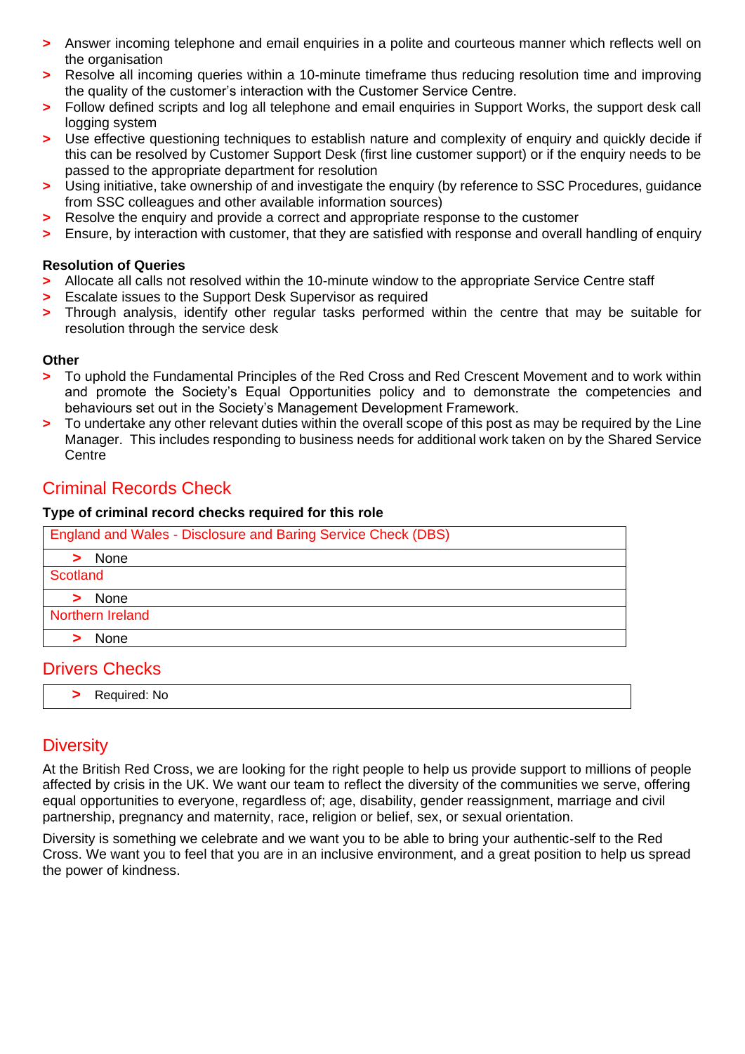- Answer incoming telephone and email enquiries in a polite and courteous manner which reflects well on the organisation
- Resolve all incoming queries within a 10-minute timeframe thus reducing resolution time and improving the quality of the customer's interaction with the Customer Service Centre.
- Follow defined scripts and log all telephone and email enquiries in Support Works, the support desk call logging system
- Use effective questioning techniques to establish nature and complexity of enquiry and quickly decide if this can be resolved by Customer Support Desk (first line customer support) or if the enquiry needs to be passed to the appropriate department for resolution
- Using initiative, take ownership of and investigate the enquiry (by reference to SSC Procedures, guidance from SSC colleagues and other available information sources)
- Resolve the enquiry and provide a correct and appropriate response to the customer
- Ensure, by interaction with customer, that they are satisfied with response and overall handling of enquiry

**Resolution of Queries**

- Allocate all calls not resolved within the 10-minute window to the appropriate Service Centre staff
- Escalate issues to the Support Desk Supervisor as required
- Through analysis, identify other regular tasks performed within the centre that may be suitable for resolution through the service desk

**Other**

- To uphold the Fundamental Principles of the Red Cross and Red Crescent Movement and to work within and promote the Society's Equal Opportunities policy and to demonstrate the competencies and behaviours set out in the Society's Management Development Framework.
- To undertake any other relevant duties within the overall scope of this post as may be required by the Line Manager. This includes responding to business needs for additional work taken on by the Shared Service Centre

## Criminal Records Check

**Type of criminal record checks required for this role**

| England and Wales - Disclosure and Baring Service Check (DBS) |
|---|
| > None |
| Scotland |
| > None |
| Northern Ireland |
| > None |

## Drivers Checks

| > Required: No |
|---|

## Diversity

At the British Red Cross, we are looking for the right people to help us provide support to millions of people affected by crisis in the UK. We want our team to reflect the diversity of the communities we serve, offering equal opportunities to everyone, regardless of; age, disability, gender reassignment, marriage and civil partnership, pregnancy and maternity, race, religion or belief, sex, or sexual orientation.

Diversity is something we celebrate and we want you to be able to bring your authentic-self to the Red Cross. We want you to feel that you are in an inclusive environment, and a great position to help us spread the power of kindness.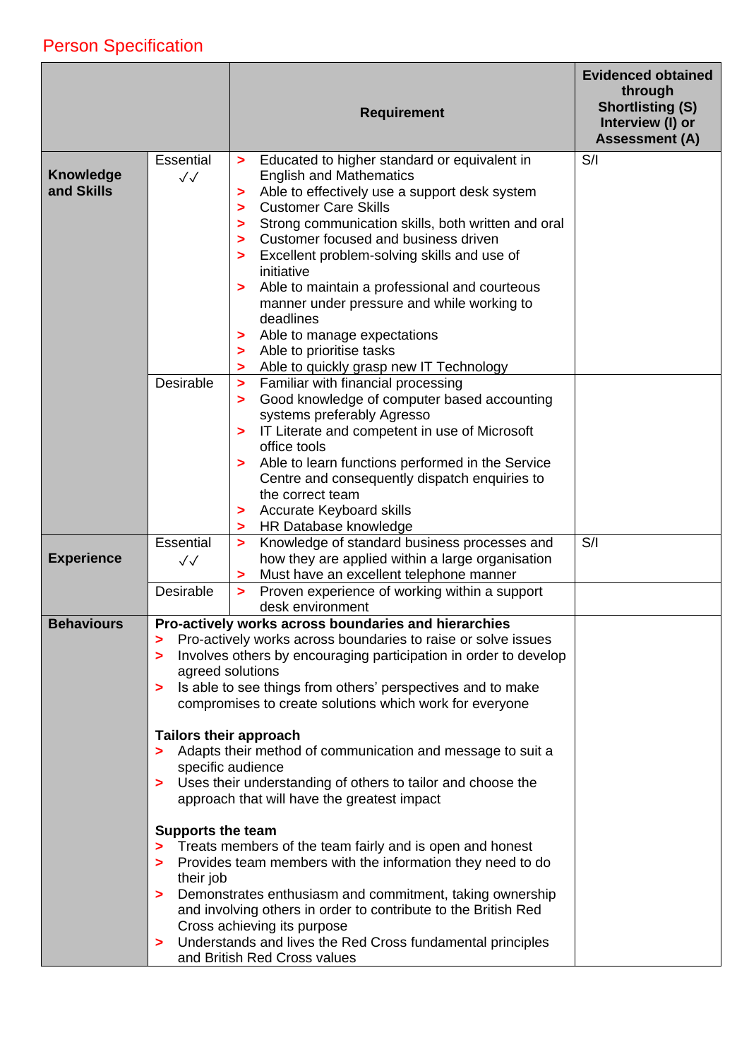## Person Specification

| | | Requirement | Evidenced obtained through Shortlisting (S) Interview (I) or Assessment (A) |
|---|---|---|---|
| **Knowledge and Skills** | Essential ✓✓ | > Educated to higher standard or equivalent in English and Mathematics<br>> Able to effectively use a support desk system<br>> Customer Care Skills<br>> Strong communication skills, both written and oral<br>> Customer focused and business driven<br>> Excellent problem-solving skills and use of initiative<br>> Able to maintain a professional and courteous manner under pressure and while working to deadlines<br>> Able to manage expectations<br>> Able to prioritise tasks<br>> Able to quickly grasp new IT Technology | S/I |
| | Desirable | > Familiar with financial processing<br>> Good knowledge of computer based accounting systems preferably Agresso<br>> IT Literate and competent in use of Microsoft office tools<br>> Able to learn functions performed in the Service Centre and consequently dispatch enquiries to the correct team<br>> Accurate Keyboard skills<br>> HR Database knowledge | |
| **Experience** | Essential ✓✓ | > Knowledge of standard business processes and how they are applied within a large organisation<br>> Must have an excellent telephone manner | S/I |
| | Desirable | > Proven experience of working within a support desk environment | |
| **Behaviours** | **Pro-actively works across boundaries and hierarchies**<br>> Pro-actively works across boundaries to raise or solve issues<br>> Involves others by encouraging participation in order to develop agreed solutions<br>> Is able to see things from others' perspectives and to make compromises to create solutions which work for everyone<br><br>**Tailors their approach**<br>> Adapts their method of communication and message to suit a specific audience<br>> Uses their understanding of others to tailor and choose the approach that will have the greatest impact<br><br>**Supports the team**<br>> Treats members of the team fairly and is open and honest<br>> Provides team members with the information they need to do their job<br>> Demonstrates enthusiasm and commitment, taking ownership and involving others in order to contribute to the British Red Cross achieving its purpose<br>> Understands and lives the Red Cross fundamental principles and British Red Cross values | | |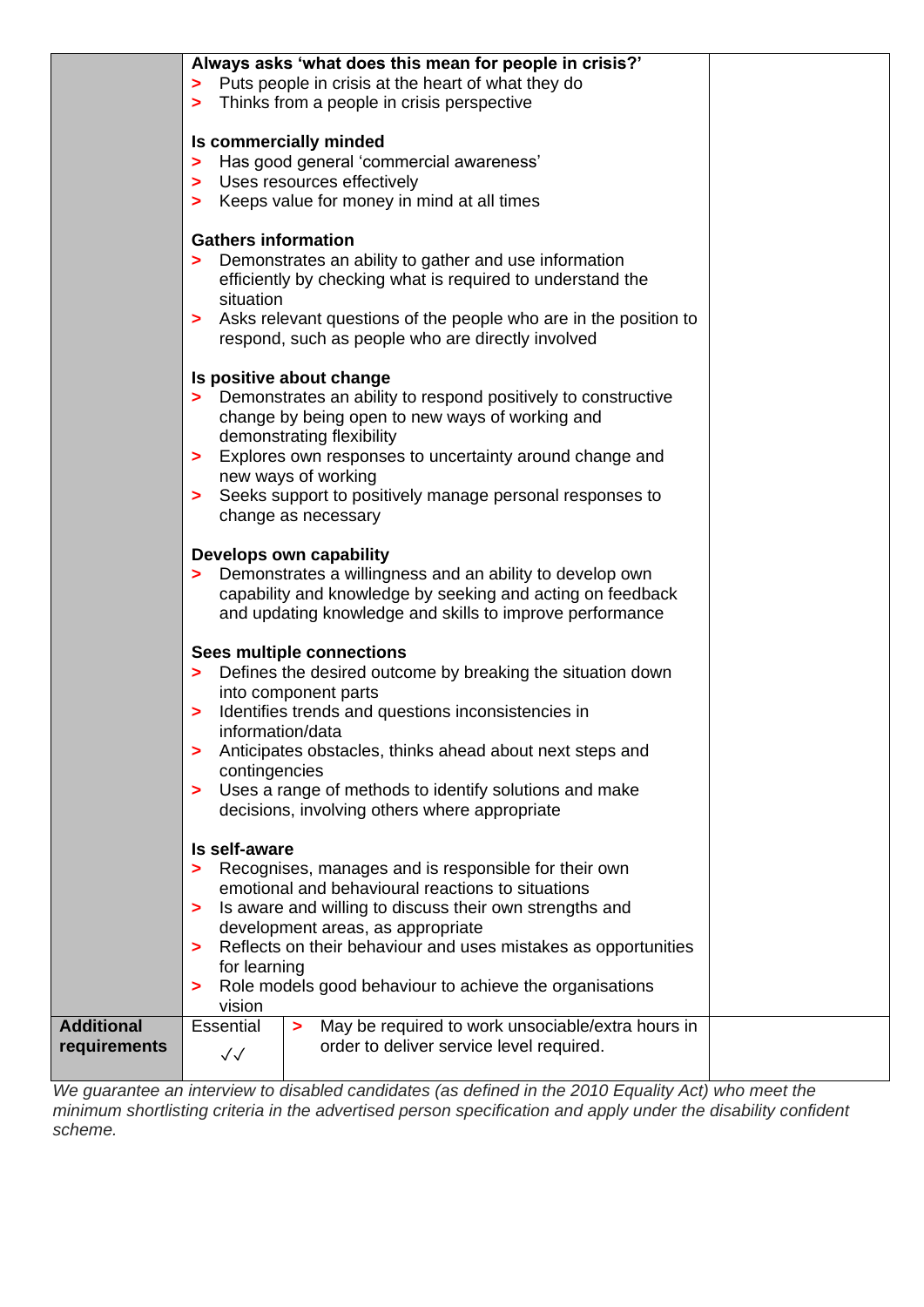| | | | |
|---|---|---|---|
| | **Always asks 'what does this mean for people in crisis?'**<br>> Puts people in crisis at the heart of what they do<br>> Thinks from a people in crisis perspective<br><br>**Is commercially minded**<br>> Has good general 'commercial awareness'<br>> Uses resources effectively<br>> Keeps value for money in mind at all times<br><br>**Gathers information**<br>> Demonstrates an ability to gather and use information efficiently by checking what is required to understand the situation<br>> Asks relevant questions of the people who are in the position to respond, such as people who are directly involved<br><br>**Is positive about change**<br>> Demonstrates an ability to respond positively to constructive change by being open to new ways of working and demonstrating flexibility<br>> Explores own responses to uncertainty around change and new ways of working<br>> Seeks support to positively manage personal responses to change as necessary<br><br>**Develops own capability**<br>> Demonstrates a willingness and an ability to develop own capability and knowledge by seeking and acting on feedback and updating knowledge and skills to improve performance<br><br>**Sees multiple connections**<br>> Defines the desired outcome by breaking the situation down into component parts<br>> Identifies trends and questions inconsistencies in information/data<br>> Anticipates obstacles, thinks ahead about next steps and contingencies<br>> Uses a range of methods to identify solutions and make decisions, involving others where appropriate<br><br>**Is self-aware**<br>> Recognises, manages and is responsible for their own emotional and behavioural reactions to situations<br>> Is aware and willing to discuss their own strengths and development areas, as appropriate<br>> Reflects on their behaviour and uses mistakes as opportunities for learning<br>> Role models good behaviour to achieve the organisations vision | | |
| **Additional requirements** | Essential<br>✓✓ | > May be required to work unsociable/extra hours in order to deliver service level required. | |

*We guarantee an interview to disabled candidates (as defined in the 2010 Equality Act) who meet the minimum shortlisting criteria in the advertised person specification and apply under the disability confident scheme.*